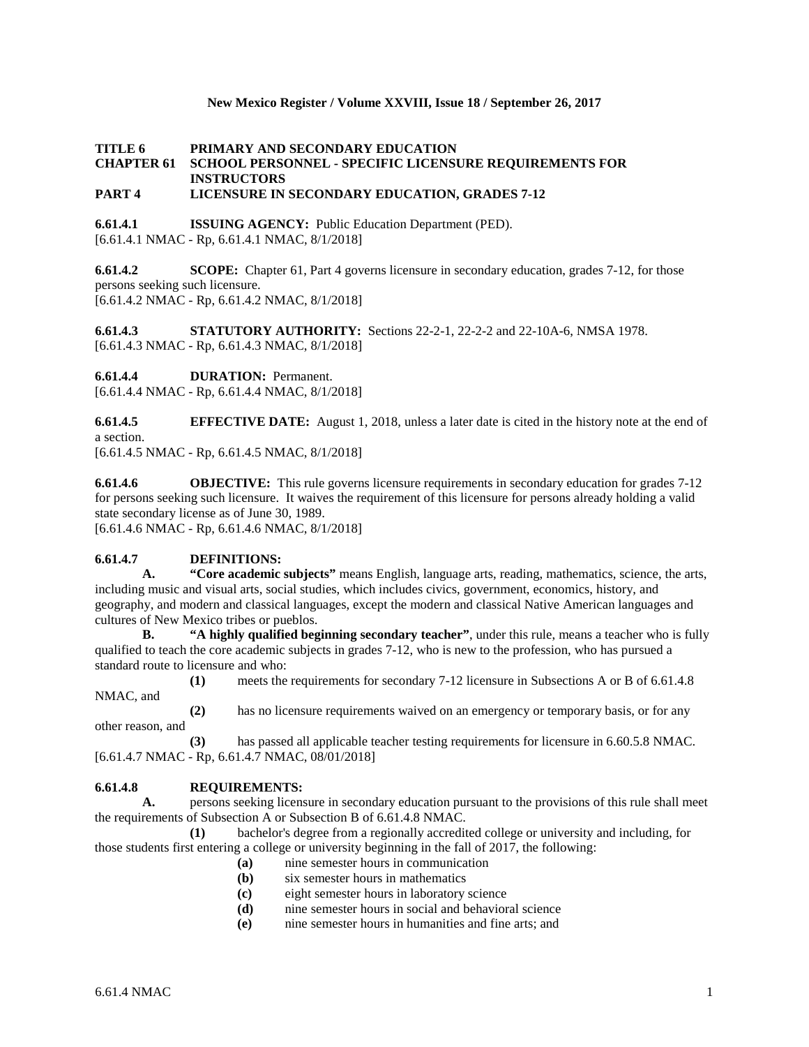**TITLE 6 PRIMARY AND SECONDARY EDUCATION**
**CHAPTER 61 SCHOOL PERSONNEL - SPECIFIC LICENSURE REQUIREMENTS FOR INSTRUCTORS**
**PART 4 LICENSURE IN SECONDARY EDUCATION, GRADES 7-12**

**6.61.4.1 ISSUING AGENCY:** Public Education Department (PED).
[6.61.4.1 NMAC - Rp, 6.61.4.1 NMAC, 8/1/2018]

**6.61.4.2 SCOPE:** Chapter 61, Part 4 governs licensure in secondary education, grades 7-12, for those persons seeking such licensure.
[6.61.4.2 NMAC - Rp, 6.61.4.2 NMAC, 8/1/2018]

**6.61.4.3 STATUTORY AUTHORITY:** Sections 22-2-1, 22-2-2 and 22-10A-6, NMSA 1978.
[6.61.4.3 NMAC - Rp, 6.61.4.3 NMAC, 8/1/2018]

**6.61.4.4 DURATION:** Permanent.
[6.61.4.4 NMAC - Rp, 6.61.4.4 NMAC, 8/1/2018]

**6.61.4.5 EFFECTIVE DATE:** August 1, 2018, unless a later date is cited in the history note at the end of a section.
[6.61.4.5 NMAC - Rp, 6.61.4.5 NMAC, 8/1/2018]

**6.61.4.6 OBJECTIVE:** This rule governs licensure requirements in secondary education for grades 7-12 for persons seeking such licensure. It waives the requirement of this licensure for persons already holding a valid state secondary license as of June 30, 1989.
[6.61.4.6 NMAC - Rp, 6.61.4.6 NMAC, 8/1/2018]

**6.61.4.7 DEFINITIONS:**

**A. "Core academic subjects"** means English, language arts, reading, mathematics, science, the arts, including music and visual arts, social studies, which includes civics, government, economics, history, and geography, and modern and classical languages, except the modern and classical Native American languages and cultures of New Mexico tribes or pueblos.

**B. "A highly qualified beginning secondary teacher"**, under this rule, means a teacher who is fully qualified to teach the core academic subjects in grades 7-12, who is new to the profession, who has pursued a standard route to licensure and who:

**(1)** meets the requirements for secondary 7-12 licensure in Subsections A or B of 6.61.4.8 NMAC, and

**(2)** has no licensure requirements waived on an emergency or temporary basis, or for any other reason, and

**(3)** has passed all applicable teacher testing requirements for licensure in 6.60.5.8 NMAC.

[6.61.4.7 NMAC - Rp, 6.61.4.7 NMAC, 08/01/2018]

**6.61.4.8 REQUIREMENTS:**

**A.** persons seeking licensure in secondary education pursuant to the provisions of this rule shall meet the requirements of Subsection A or Subsection B of 6.61.4.8 NMAC.

**(1)** bachelor's degree from a regionally accredited college or university and including, for those students first entering a college or university beginning in the fall of 2017, the following:

**(a)** nine semester hours in communication
**(b)** six semester hours in mathematics
**(c)** eight semester hours in laboratory science
**(d)** nine semester hours in social and behavioral science
**(e)** nine semester hours in humanities and fine arts; and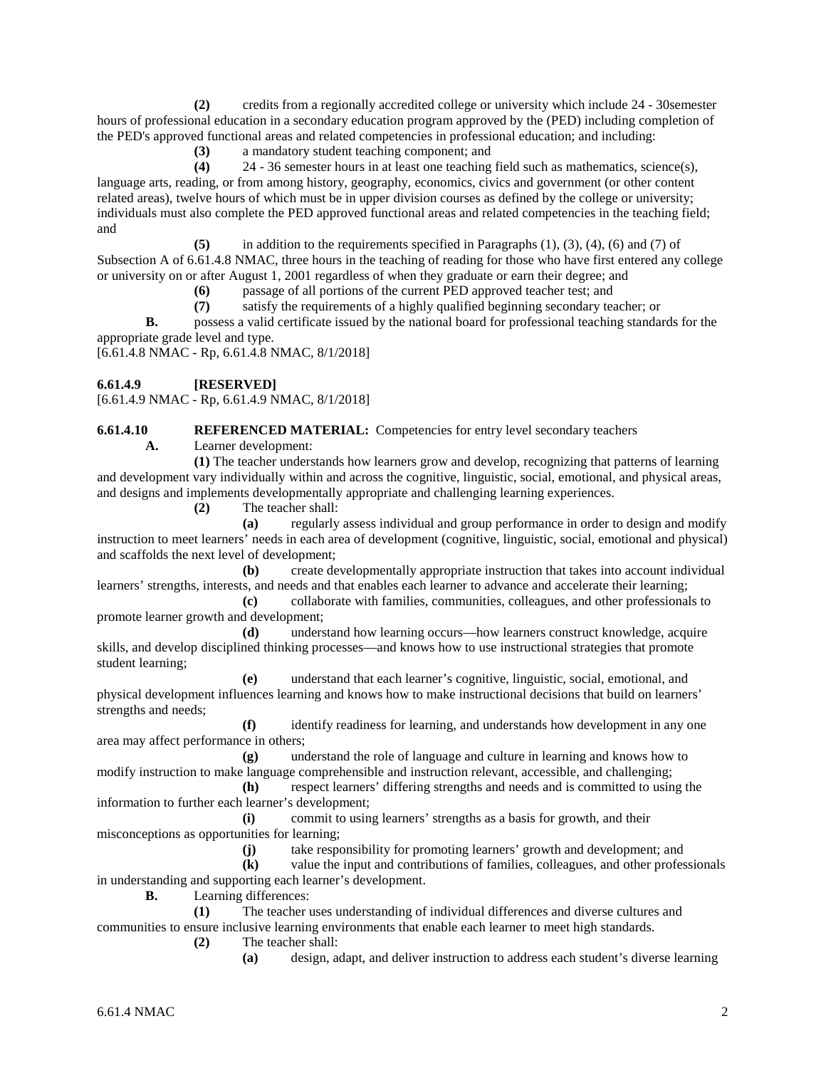**(2)** credits from a regionally accredited college or university which include 24 - 30semester hours of professional education in a secondary education program approved by the (PED) including completion of the PED's approved functional areas and related competencies in professional education; and including:

**(3)** a mandatory student teaching component; and

**(4)** 24 - 36 semester hours in at least one teaching field such as mathematics, science(s), language arts, reading, or from among history, geography, economics, civics and government (or other content related areas), twelve hours of which must be in upper division courses as defined by the college or university; individuals must also complete the PED approved functional areas and related competencies in the teaching field; and

**(5)** in addition to the requirements specified in Paragraphs (1), (3), (4), (6) and (7) of Subsection A of 6.61.4.8 NMAC, three hours in the teaching of reading for those who have first entered any college or university on or after August 1, 2001 regardless of when they graduate or earn their degree; and

**(6)** passage of all portions of the current PED approved teacher test; and

**(7)** satisfy the requirements of a highly qualified beginning secondary teacher; or

**B.** possess a valid certificate issued by the national board for professional teaching standards for the appropriate grade level and type.

[6.61.4.8 NMAC - Rp, 6.61.4.8 NMAC, 8/1/2018]

**6.61.4.9 [RESERVED]**

[6.61.4.9 NMAC - Rp, 6.61.4.9 NMAC, 8/1/2018]

**6.61.4.10 REFERENCED MATERIAL:** Competencies for entry level secondary teachers

**A.** Learner development:

**(1)** The teacher understands how learners grow and develop, recognizing that patterns of learning and development vary individually within and across the cognitive, linguistic, social, emotional, and physical areas, and designs and implements developmentally appropriate and challenging learning experiences.

**(2)** The teacher shall:

**(a)** regularly assess individual and group performance in order to design and modify instruction to meet learners' needs in each area of development (cognitive, linguistic, social, emotional and physical) and scaffolds the next level of development;

**(b)** create developmentally appropriate instruction that takes into account individual learners' strengths, interests, and needs and that enables each learner to advance and accelerate their learning;

**(c)** collaborate with families, communities, colleagues, and other professionals to promote learner growth and development;

**(d)** understand how learning occurs—how learners construct knowledge, acquire skills, and develop disciplined thinking processes—and knows how to use instructional strategies that promote student learning;

**(e)** understand that each learner's cognitive, linguistic, social, emotional, and physical development influences learning and knows how to make instructional decisions that build on learners' strengths and needs;

**(f)** identify readiness for learning, and understands how development in any one area may affect performance in others;

**(g)** understand the role of language and culture in learning and knows how to modify instruction to make language comprehensible and instruction relevant, accessible, and challenging;

**(h)** respect learners' differing strengths and needs and is committed to using the information to further each learner's development;

**(i)** commit to using learners' strengths as a basis for growth, and their misconceptions as opportunities for learning;

**(j)** take responsibility for promoting learners' growth and development; and

**(k)** value the input and contributions of families, colleagues, and other professionals in understanding and supporting each learner's development.

**B.** Learning differences:

**(1)** The teacher uses understanding of individual differences and diverse cultures and communities to ensure inclusive learning environments that enable each learner to meet high standards.

**(2)** The teacher shall:

**(a)** design, adapt, and deliver instruction to address each student's diverse learning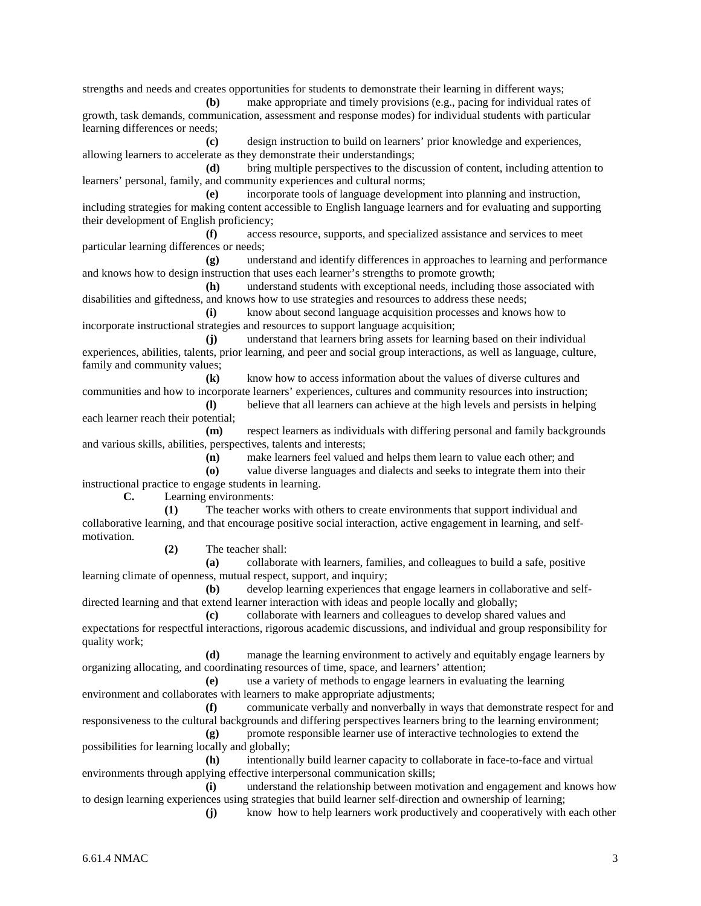strengths and needs and creates opportunities for students to demonstrate their learning in different ways;

**(b)** make appropriate and timely provisions (e.g., pacing for individual rates of growth, task demands, communication, assessment and response modes) for individual students with particular learning differences or needs;

**(c)** design instruction to build on learners' prior knowledge and experiences, allowing learners to accelerate as they demonstrate their understandings;

**(d)** bring multiple perspectives to the discussion of content, including attention to learners' personal, family, and community experiences and cultural norms;

**(e)** incorporate tools of language development into planning and instruction, including strategies for making content accessible to English language learners and for evaluating and supporting their development of English proficiency;

**(f)** access resource, supports, and specialized assistance and services to meet particular learning differences or needs;

**(g)** understand and identify differences in approaches to learning and performance and knows how to design instruction that uses each learner's strengths to promote growth;

**(h)** understand students with exceptional needs, including those associated with disabilities and giftedness, and knows how to use strategies and resources to address these needs;

**(i)** know about second language acquisition processes and knows how to incorporate instructional strategies and resources to support language acquisition;

**(j)** understand that learners bring assets for learning based on their individual experiences, abilities, talents, prior learning, and peer and social group interactions, as well as language, culture, family and community values;

**(k)** know how to access information about the values of diverse cultures and communities and how to incorporate learners' experiences, cultures and community resources into instruction;

**(l)** believe that all learners can achieve at the high levels and persists in helping each learner reach their potential;

**(m)** respect learners as individuals with differing personal and family backgrounds and various skills, abilities, perspectives, talents and interests;

**(n)** make learners feel valued and helps them learn to value each other; and

**(o)** value diverse languages and dialects and seeks to integrate them into their instructional practice to engage students in learning.

**C.** Learning environments:

**(1)** The teacher works with others to create environments that support individual and collaborative learning, and that encourage positive social interaction, active engagement in learning, and self-motivation.

**(2)** The teacher shall:

**(a)** collaborate with learners, families, and colleagues to build a safe, positive learning climate of openness, mutual respect, support, and inquiry;

**(b)** develop learning experiences that engage learners in collaborative and self-directed learning and that extend learner interaction with ideas and people locally and globally;

**(c)** collaborate with learners and colleagues to develop shared values and expectations for respectful interactions, rigorous academic discussions, and individual and group responsibility for quality work;

**(d)** manage the learning environment to actively and equitably engage learners by organizing allocating, and coordinating resources of time, space, and learners' attention;

**(e)** use a variety of methods to engage learners in evaluating the learning environment and collaborates with learners to make appropriate adjustments;

**(f)** communicate verbally and nonverbally in ways that demonstrate respect for and responsiveness to the cultural backgrounds and differing perspectives learners bring to the learning environment;

**(g)** promote responsible learner use of interactive technologies to extend the possibilities for learning locally and globally;

**(h)** intentionally build learner capacity to collaborate in face-to-face and virtual environments through applying effective interpersonal communication skills;

**(i)** understand the relationship between motivation and engagement and knows how to design learning experiences using strategies that build learner self-direction and ownership of learning;

**(j)** know how to help learners work productively and cooperatively with each other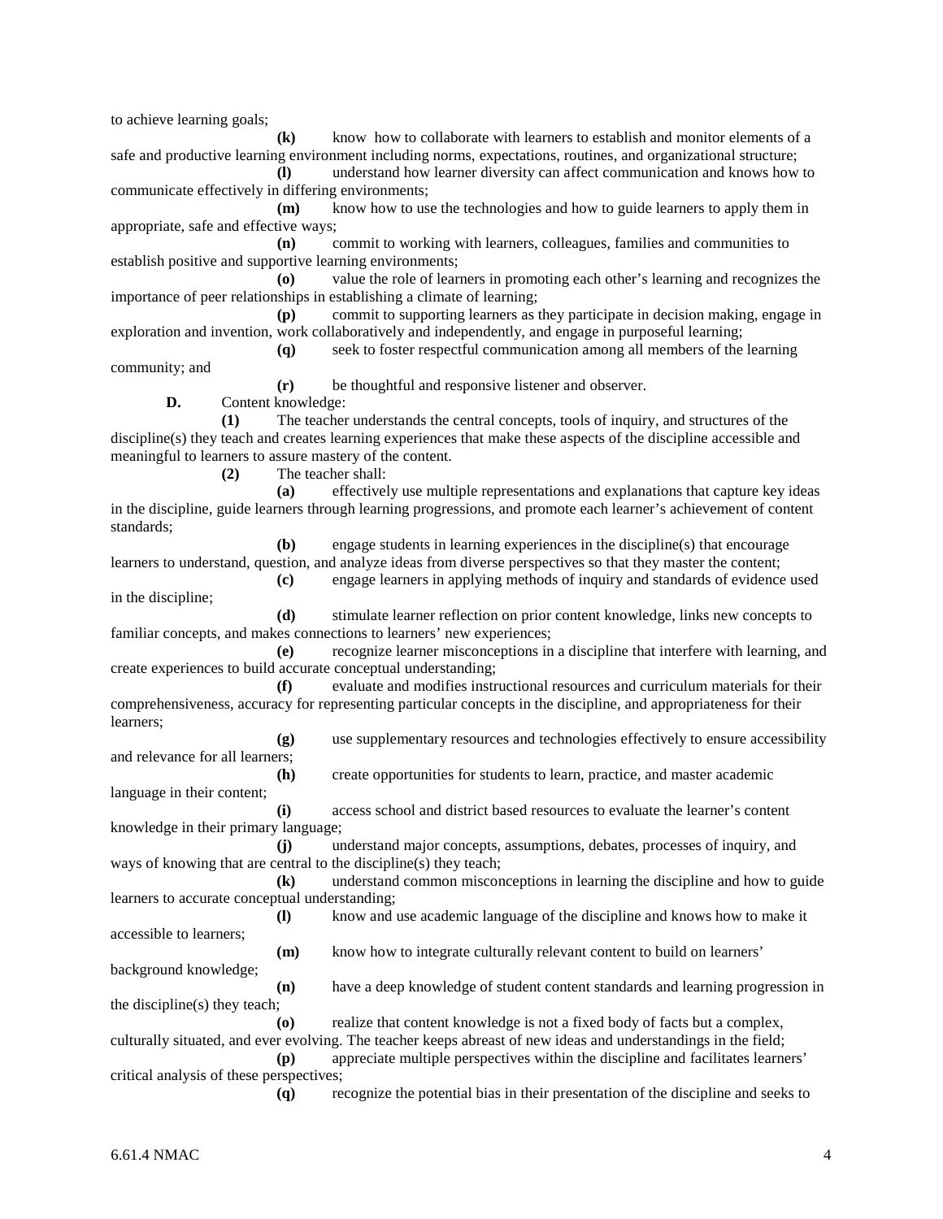to achieve learning goals;

**(k)** know how to collaborate with learners to establish and monitor elements of a safe and productive learning environment including norms, expectations, routines, and organizational structure;

**(l)** understand how learner diversity can affect communication and knows how to communicate effectively in differing environments;

**(m)** know how to use the technologies and how to guide learners to apply them in appropriate, safe and effective ways;

**(n)** commit to working with learners, colleagues, families and communities to establish positive and supportive learning environments;

**(o)** value the role of learners in promoting each other's learning and recognizes the importance of peer relationships in establishing a climate of learning;

**(p)** commit to supporting learners as they participate in decision making, engage in exploration and invention, work collaboratively and independently, and engage in purposeful learning;

**(q)** seek to foster respectful communication among all members of the learning community; and

**(r)** be thoughtful and responsive listener and observer.

**D.** Content knowledge:

**(1)** The teacher understands the central concepts, tools of inquiry, and structures of the discipline(s) they teach and creates learning experiences that make these aspects of the discipline accessible and meaningful to learners to assure mastery of the content.

**(2)** The teacher shall:

**(a)** effectively use multiple representations and explanations that capture key ideas in the discipline, guide learners through learning progressions, and promote each learner's achievement of content standards;

**(b)** engage students in learning experiences in the discipline(s) that encourage learners to understand, question, and analyze ideas from diverse perspectives so that they master the content;

**(c)** engage learners in applying methods of inquiry and standards of evidence used in the discipline;

**(d)** stimulate learner reflection on prior content knowledge, links new concepts to familiar concepts, and makes connections to learners' new experiences;

**(e)** recognize learner misconceptions in a discipline that interfere with learning, and create experiences to build accurate conceptual understanding;

**(f)** evaluate and modifies instructional resources and curriculum materials for their comprehensiveness, accuracy for representing particular concepts in the discipline, and appropriateness for their learners;

**(g)** use supplementary resources and technologies effectively to ensure accessibility and relevance for all learners;

**(h)** create opportunities for students to learn, practice, and master academic language in their content;

**(i)** access school and district based resources to evaluate the learner's content knowledge in their primary language;

**(j)** understand major concepts, assumptions, debates, processes of inquiry, and ways of knowing that are central to the discipline(s) they teach;

**(k)** understand common misconceptions in learning the discipline and how to guide learners to accurate conceptual understanding;

**(l)** know and use academic language of the discipline and knows how to make it accessible to learners;

**(m)** know how to integrate culturally relevant content to build on learners' background knowledge;

**(n)** have a deep knowledge of student content standards and learning progression in the discipline(s) they teach;

**(o)** realize that content knowledge is not a fixed body of facts but a complex, culturally situated, and ever evolving. The teacher keeps abreast of new ideas and understandings in the field;

**(p)** appreciate multiple perspectives within the discipline and facilitates learners' critical analysis of these perspectives;

**(q)** recognize the potential bias in their presentation of the discipline and seeks to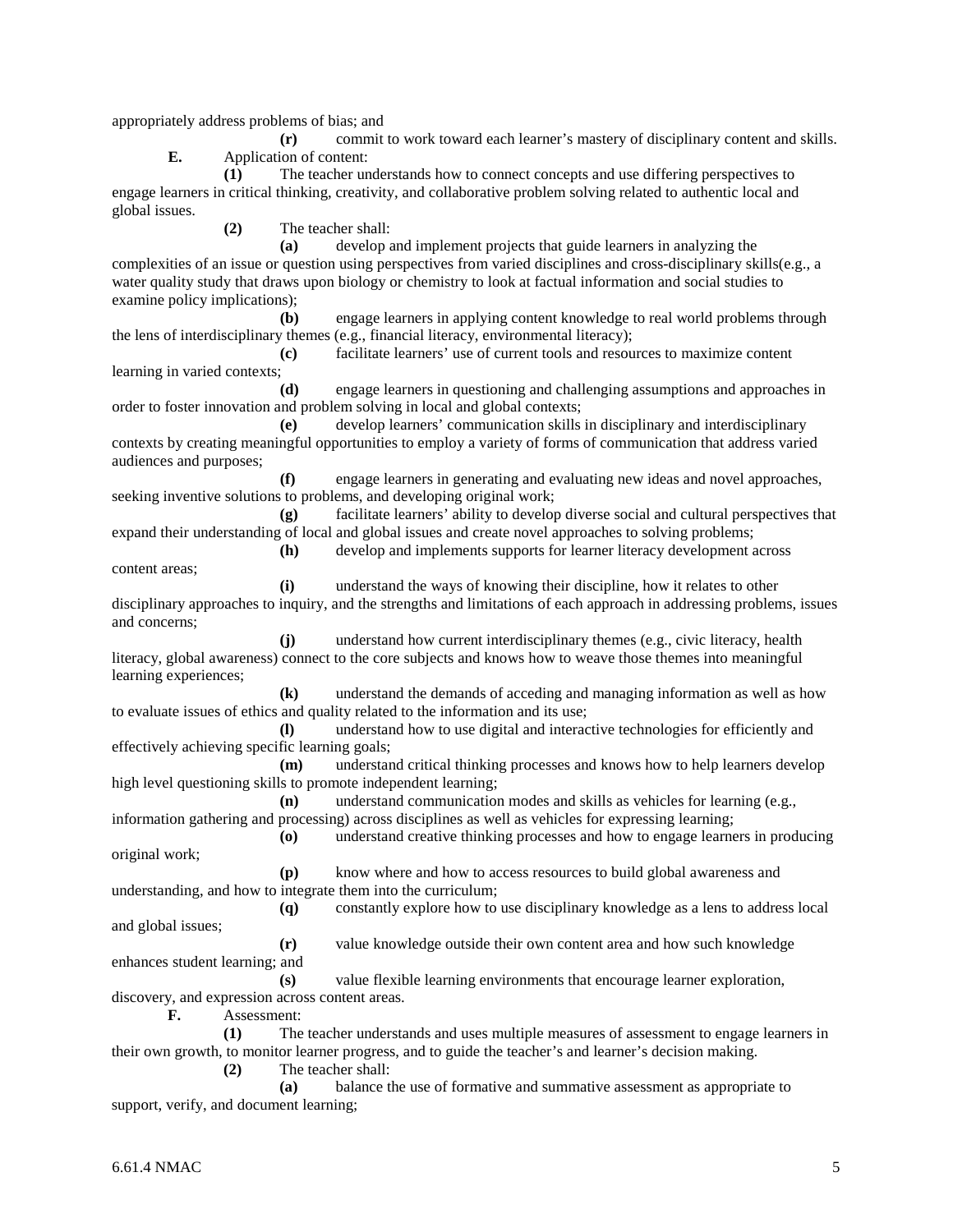appropriately address problems of bias; and

**(r)** commit to work toward each learner's mastery of disciplinary content and skills.

**E.** Application of content:

**(1)** The teacher understands how to connect concepts and use differing perspectives to engage learners in critical thinking, creativity, and collaborative problem solving related to authentic local and global issues.

**(2)** The teacher shall:

**(a)** develop and implement projects that guide learners in analyzing the complexities of an issue or question using perspectives from varied disciplines and cross-disciplinary skills(e.g., a water quality study that draws upon biology or chemistry to look at factual information and social studies to examine policy implications);

**(b)** engage learners in applying content knowledge to real world problems through the lens of interdisciplinary themes (e.g., financial literacy, environmental literacy);

**(c)** facilitate learners' use of current tools and resources to maximize content learning in varied contexts;

**(d)** engage learners in questioning and challenging assumptions and approaches in order to foster innovation and problem solving in local and global contexts;

**(e)** develop learners' communication skills in disciplinary and interdisciplinary contexts by creating meaningful opportunities to employ a variety of forms of communication that address varied audiences and purposes;

**(f)** engage learners in generating and evaluating new ideas and novel approaches, seeking inventive solutions to problems, and developing original work;

**(g)** facilitate learners' ability to develop diverse social and cultural perspectives that expand their understanding of local and global issues and create novel approaches to solving problems;

**(h)** develop and implements supports for learner literacy development across content areas;

**(i)** understand the ways of knowing their discipline, how it relates to other disciplinary approaches to inquiry, and the strengths and limitations of each approach in addressing problems, issues and concerns;

**(j)** understand how current interdisciplinary themes (e.g., civic literacy, health literacy, global awareness) connect to the core subjects and knows how to weave those themes into meaningful learning experiences;

**(k)** understand the demands of acceding and managing information as well as how to evaluate issues of ethics and quality related to the information and its use;

**(l)** understand how to use digital and interactive technologies for efficiently and effectively achieving specific learning goals;

**(m)** understand critical thinking processes and knows how to help learners develop high level questioning skills to promote independent learning;

**(n)** understand communication modes and skills as vehicles for learning (e.g., information gathering and processing) across disciplines as well as vehicles for expressing learning;

**(o)** understand creative thinking processes and how to engage learners in producing original work;

**(p)** know where and how to access resources to build global awareness and understanding, and how to integrate them into the curriculum;

**(q)** constantly explore how to use disciplinary knowledge as a lens to address local and global issues;

**(r)** value knowledge outside their own content area and how such knowledge enhances student learning; and

**(s)** value flexible learning environments that encourage learner exploration, discovery, and expression across content areas.

**F.** Assessment:

**(1)** The teacher understands and uses multiple measures of assessment to engage learners in their own growth, to monitor learner progress, and to guide the teacher's and learner's decision making.

**(2)** The teacher shall:

**(a)** balance the use of formative and summative assessment as appropriate to support, verify, and document learning;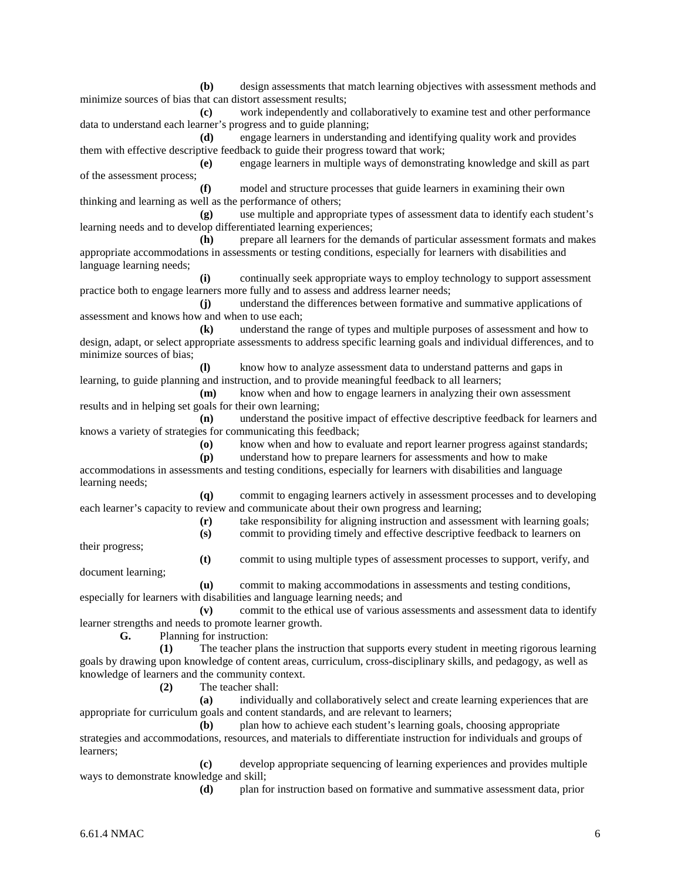**(b)** design assessments that match learning objectives with assessment methods and minimize sources of bias that can distort assessment results;

**(c)** work independently and collaboratively to examine test and other performance data to understand each learner's progress and to guide planning;

**(d)** engage learners in understanding and identifying quality work and provides them with effective descriptive feedback to guide their progress toward that work;

**(e)** engage learners in multiple ways of demonstrating knowledge and skill as part of the assessment process;

**(f)** model and structure processes that guide learners in examining their own thinking and learning as well as the performance of others;

**(g)** use multiple and appropriate types of assessment data to identify each student's learning needs and to develop differentiated learning experiences;

**(h)** prepare all learners for the demands of particular assessment formats and makes appropriate accommodations in assessments or testing conditions, especially for learners with disabilities and language learning needs;

**(i)** continually seek appropriate ways to employ technology to support assessment practice both to engage learners more fully and to assess and address learner needs;

**(j)** understand the differences between formative and summative applications of assessment and knows how and when to use each;

**(k)** understand the range of types and multiple purposes of assessment and how to design, adapt, or select appropriate assessments to address specific learning goals and individual differences, and to minimize sources of bias;

**(l)** know how to analyze assessment data to understand patterns and gaps in learning, to guide planning and instruction, and to provide meaningful feedback to all learners;

**(m)** know when and how to engage learners in analyzing their own assessment results and in helping set goals for their own learning;

**(n)** understand the positive impact of effective descriptive feedback for learners and knows a variety of strategies for communicating this feedback;

**(o)** know when and how to evaluate and report learner progress against standards;

**(p)** understand how to prepare learners for assessments and how to make accommodations in assessments and testing conditions, especially for learners with disabilities and language learning needs;

**(q)** commit to engaging learners actively in assessment processes and to developing each learner's capacity to review and communicate about their own progress and learning;

**(r)** take responsibility for aligning instruction and assessment with learning goals;

**(s)** commit to providing timely and effective descriptive feedback to learners on their progress;

**(t)** commit to using multiple types of assessment processes to support, verify, and document learning;

**(u)** commit to making accommodations in assessments and testing conditions, especially for learners with disabilities and language learning needs; and

**(v)** commit to the ethical use of various assessments and assessment data to identify learner strengths and needs to promote learner growth.

**G.** Planning for instruction:

**(1)** The teacher plans the instruction that supports every student in meeting rigorous learning goals by drawing upon knowledge of content areas, curriculum, cross-disciplinary skills, and pedagogy, as well as knowledge of learners and the community context.

**(2)** The teacher shall:

**(a)** individually and collaboratively select and create learning experiences that are appropriate for curriculum goals and content standards, and are relevant to learners;

**(b)** plan how to achieve each student's learning goals, choosing appropriate strategies and accommodations, resources, and materials to differentiate instruction for individuals and groups of learners;

**(c)** develop appropriate sequencing of learning experiences and provides multiple ways to demonstrate knowledge and skill;

**(d)** plan for instruction based on formative and summative assessment data, prior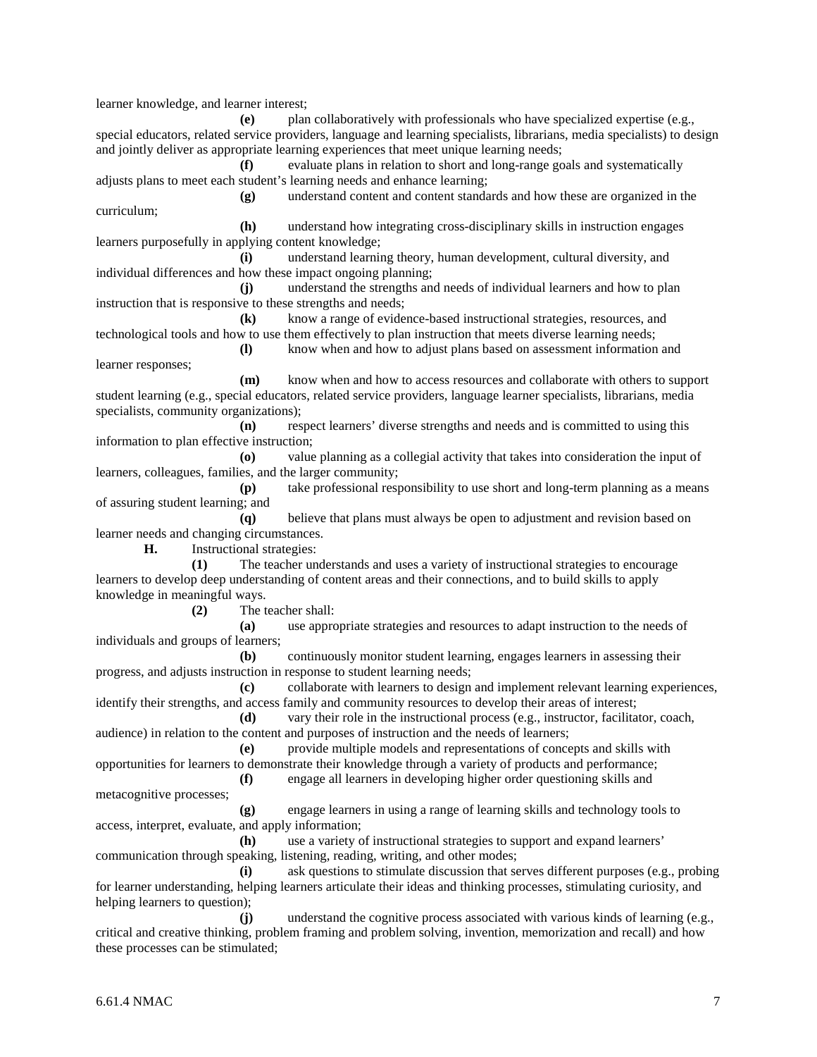learner knowledge, and learner interest;

**(e)** plan collaboratively with professionals who have specialized expertise (e.g., special educators, related service providers, language and learning specialists, librarians, media specialists) to design and jointly deliver as appropriate learning experiences that meet unique learning needs;

**(f)** evaluate plans in relation to short and long-range goals and systematically adjusts plans to meet each student's learning needs and enhance learning;

**(g)** understand content and content standards and how these are organized in the curriculum;

**(h)** understand how integrating cross-disciplinary skills in instruction engages learners purposefully in applying content knowledge;

**(i)** understand learning theory, human development, cultural diversity, and individual differences and how these impact ongoing planning;

**(j)** understand the strengths and needs of individual learners and how to plan instruction that is responsive to these strengths and needs;

**(k)** know a range of evidence-based instructional strategies, resources, and technological tools and how to use them effectively to plan instruction that meets diverse learning needs;

**(l)** know when and how to adjust plans based on assessment information and learner responses;

**(m)** know when and how to access resources and collaborate with others to support student learning (e.g., special educators, related service providers, language learner specialists, librarians, media specialists, community organizations);

**(n)** respect learners' diverse strengths and needs and is committed to using this information to plan effective instruction;

**(o)** value planning as a collegial activity that takes into consideration the input of learners, colleagues, families, and the larger community;

**(p)** take professional responsibility to use short and long-term planning as a means of assuring student learning; and

**(q)** believe that plans must always be open to adjustment and revision based on learner needs and changing circumstances.

**H.** Instructional strategies:

**(1)** The teacher understands and uses a variety of instructional strategies to encourage learners to develop deep understanding of content areas and their connections, and to build skills to apply knowledge in meaningful ways.

**(2)** The teacher shall:

**(a)** use appropriate strategies and resources to adapt instruction to the needs of individuals and groups of learners;

**(b)** continuously monitor student learning, engages learners in assessing their progress, and adjusts instruction in response to student learning needs;

**(c)** collaborate with learners to design and implement relevant learning experiences, identify their strengths, and access family and community resources to develop their areas of interest;

**(d)** vary their role in the instructional process (e.g., instructor, facilitator, coach, audience) in relation to the content and purposes of instruction and the needs of learners;

**(e)** provide multiple models and representations of concepts and skills with opportunities for learners to demonstrate their knowledge through a variety of products and performance;

**(f)** engage all learners in developing higher order questioning skills and metacognitive processes;

**(g)** engage learners in using a range of learning skills and technology tools to access, interpret, evaluate, and apply information;

**(h)** use a variety of instructional strategies to support and expand learners' communication through speaking, listening, reading, writing, and other modes;

**(i)** ask questions to stimulate discussion that serves different purposes (e.g., probing for learner understanding, helping learners articulate their ideas and thinking processes, stimulating curiosity, and helping learners to question);

**(j)** understand the cognitive process associated with various kinds of learning (e.g., critical and creative thinking, problem framing and problem solving, invention, memorization and recall) and how these processes can be stimulated;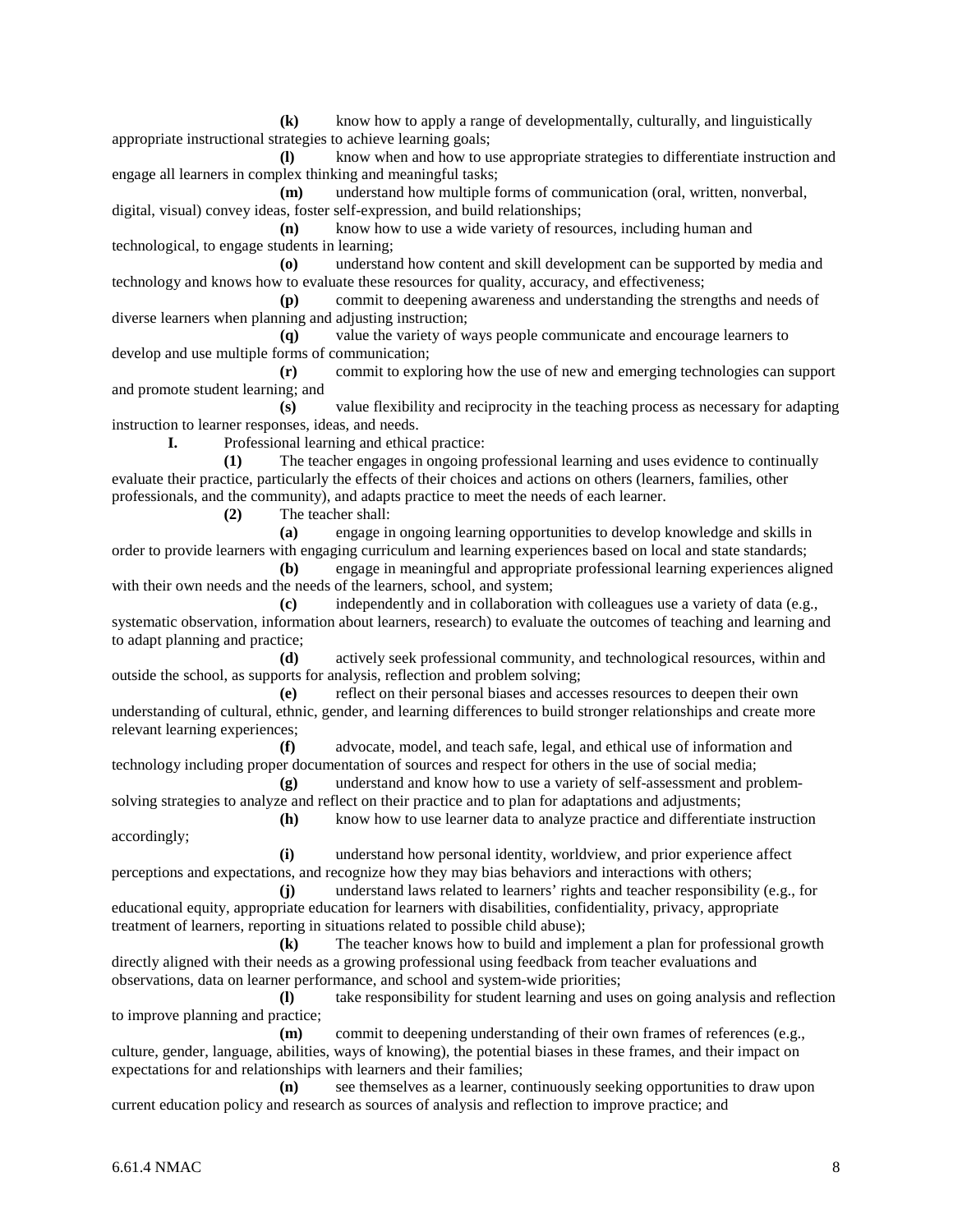**(k)** know how to apply a range of developmentally, culturally, and linguistically appropriate instructional strategies to achieve learning goals;

**(l)** know when and how to use appropriate strategies to differentiate instruction and engage all learners in complex thinking and meaningful tasks;

**(m)** understand how multiple forms of communication (oral, written, nonverbal, digital, visual) convey ideas, foster self-expression, and build relationships;

**(n)** know how to use a wide variety of resources, including human and technological, to engage students in learning;

**(o)** understand how content and skill development can be supported by media and technology and knows how to evaluate these resources for quality, accuracy, and effectiveness;

**(p)** commit to deepening awareness and understanding the strengths and needs of diverse learners when planning and adjusting instruction;

**(q)** value the variety of ways people communicate and encourage learners to develop and use multiple forms of communication;

**(r)** commit to exploring how the use of new and emerging technologies can support and promote student learning; and

**(s)** value flexibility and reciprocity in the teaching process as necessary for adapting instruction to learner responses, ideas, and needs.

**I.** Professional learning and ethical practice:

**(1)** The teacher engages in ongoing professional learning and uses evidence to continually evaluate their practice, particularly the effects of their choices and actions on others (learners, families, other professionals, and the community), and adapts practice to meet the needs of each learner.

**(2)** The teacher shall:

**(a)** engage in ongoing learning opportunities to develop knowledge and skills in order to provide learners with engaging curriculum and learning experiences based on local and state standards;

**(b)** engage in meaningful and appropriate professional learning experiences aligned with their own needs and the needs of the learners, school, and system;

**(c)** independently and in collaboration with colleagues use a variety of data (e.g., systematic observation, information about learners, research) to evaluate the outcomes of teaching and learning and to adapt planning and practice;

**(d)** actively seek professional community, and technological resources, within and outside the school, as supports for analysis, reflection and problem solving;

**(e)** reflect on their personal biases and accesses resources to deepen their own understanding of cultural, ethnic, gender, and learning differences to build stronger relationships and create more relevant learning experiences;

**(f)** advocate, model, and teach safe, legal, and ethical use of information and technology including proper documentation of sources and respect for others in the use of social media;

**(g)** understand and know how to use a variety of self-assessment and problem-solving strategies to analyze and reflect on their practice and to plan for adaptations and adjustments;

**(h)** know how to use learner data to analyze practice and differentiate instruction accordingly;

**(i)** understand how personal identity, worldview, and prior experience affect perceptions and expectations, and recognize how they may bias behaviors and interactions with others;

**(j)** understand laws related to learners' rights and teacher responsibility (e.g., for educational equity, appropriate education for learners with disabilities, confidentiality, privacy, appropriate treatment of learners, reporting in situations related to possible child abuse);

**(k)** The teacher knows how to build and implement a plan for professional growth directly aligned with their needs as a growing professional using feedback from teacher evaluations and observations, data on learner performance, and school and system-wide priorities;

**(l)** take responsibility for student learning and uses on going analysis and reflection to improve planning and practice;

**(m)** commit to deepening understanding of their own frames of references (e.g., culture, gender, language, abilities, ways of knowing), the potential biases in these frames, and their impact on expectations for and relationships with learners and their families;

**(n)** see themselves as a learner, continuously seeking opportunities to draw upon current education policy and research as sources of analysis and reflection to improve practice; and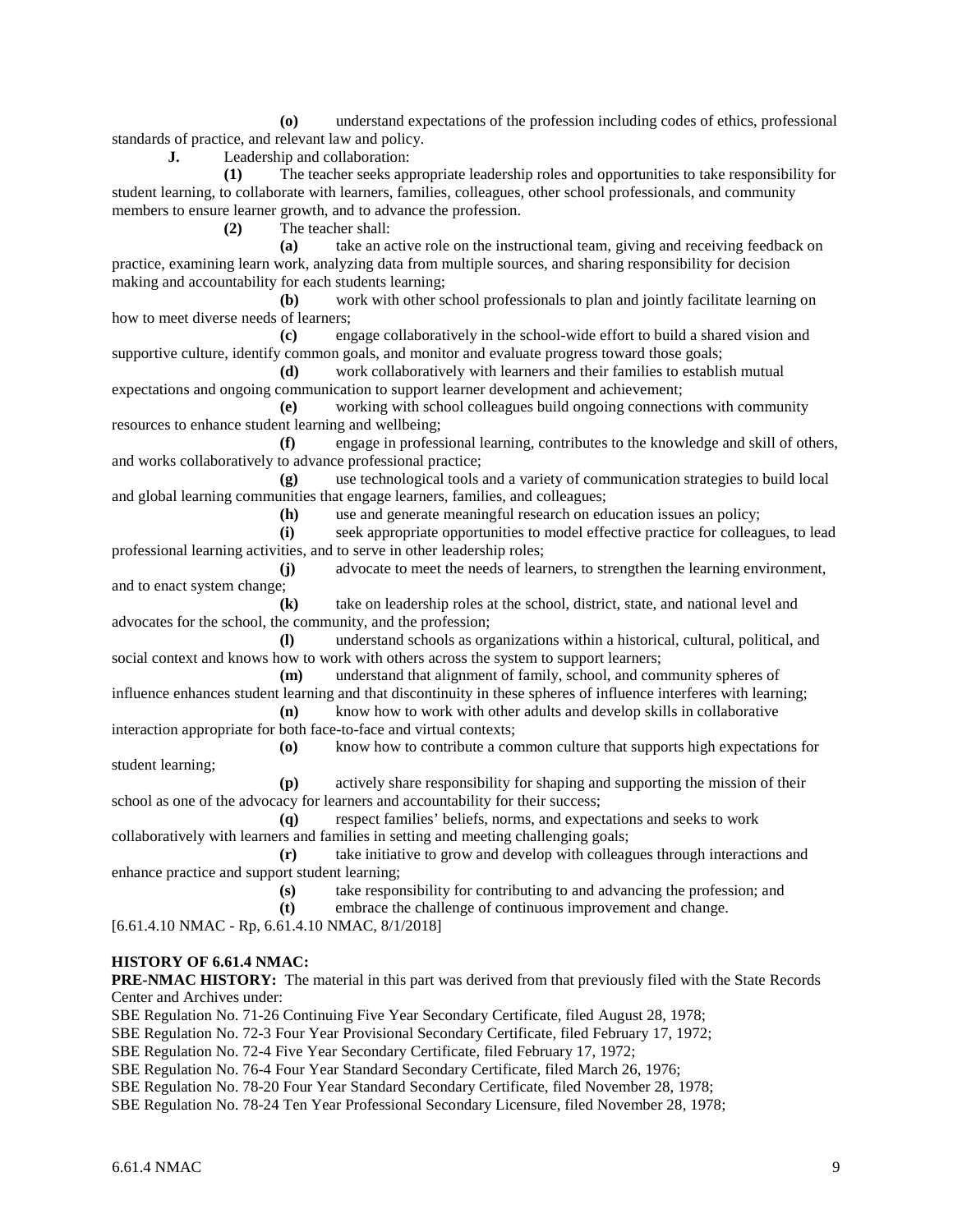**(o)** understand expectations of the profession including codes of ethics, professional standards of practice, and relevant law and policy.

**J.** Leadership and collaboration:

**(1)** The teacher seeks appropriate leadership roles and opportunities to take responsibility for student learning, to collaborate with learners, families, colleagues, other school professionals, and community members to ensure learner growth, and to advance the profession.

**(2)** The teacher shall:

**(a)** take an active role on the instructional team, giving and receiving feedback on practice, examining learn work, analyzing data from multiple sources, and sharing responsibility for decision making and accountability for each students learning;

**(b)** work with other school professionals to plan and jointly facilitate learning on how to meet diverse needs of learners;

**(c)** engage collaboratively in the school-wide effort to build a shared vision and supportive culture, identify common goals, and monitor and evaluate progress toward those goals;

**(d)** work collaboratively with learners and their families to establish mutual expectations and ongoing communication to support learner development and achievement;

**(e)** working with school colleagues build ongoing connections with community resources to enhance student learning and wellbeing;

**(f)** engage in professional learning, contributes to the knowledge and skill of others, and works collaboratively to advance professional practice;

**(g)** use technological tools and a variety of communication strategies to build local and global learning communities that engage learners, families, and colleagues;

**(h)** use and generate meaningful research on education issues an policy;

**(i)** seek appropriate opportunities to model effective practice for colleagues, to lead professional learning activities, and to serve in other leadership roles;

**(j)** advocate to meet the needs of learners, to strengthen the learning environment, and to enact system change;

**(k)** take on leadership roles at the school, district, state, and national level and advocates for the school, the community, and the profession;

**(l)** understand schools as organizations within a historical, cultural, political, and social context and knows how to work with others across the system to support learners;

**(m)** understand that alignment of family, school, and community spheres of influence enhances student learning and that discontinuity in these spheres of influence interferes with learning;

**(n)** know how to work with other adults and develop skills in collaborative interaction appropriate for both face-to-face and virtual contexts;

**(o)** know how to contribute a common culture that supports high expectations for student learning;

**(p)** actively share responsibility for shaping and supporting the mission of their school as one of the advocacy for learners and accountability for their success;

**(q)** respect families' beliefs, norms, and expectations and seeks to work collaboratively with learners and families in setting and meeting challenging goals;

**(r)** take initiative to grow and develop with colleagues through interactions and enhance practice and support student learning;

**(s)** take responsibility for contributing to and advancing the profession; and

**(t)** embrace the challenge of continuous improvement and change.

[6.61.4.10 NMAC - Rp, 6.61.4.10 NMAC, 8/1/2018]

**HISTORY OF 6.61.4 NMAC:**

**PRE-NMAC HISTORY:** The material in this part was derived from that previously filed with the State Records Center and Archives under:

SBE Regulation No. 71-26 Continuing Five Year Secondary Certificate, filed August 28, 1978;
SBE Regulation No. 72-3 Four Year Provisional Secondary Certificate, filed February 17, 1972;
SBE Regulation No. 72-4 Five Year Secondary Certificate, filed February 17, 1972;
SBE Regulation No. 76-4 Four Year Standard Secondary Certificate, filed March 26, 1976;
SBE Regulation No. 78-20 Four Year Standard Secondary Certificate, filed November 28, 1978;
SBE Regulation No. 78-24 Ten Year Professional Secondary Licensure, filed November 28, 1978;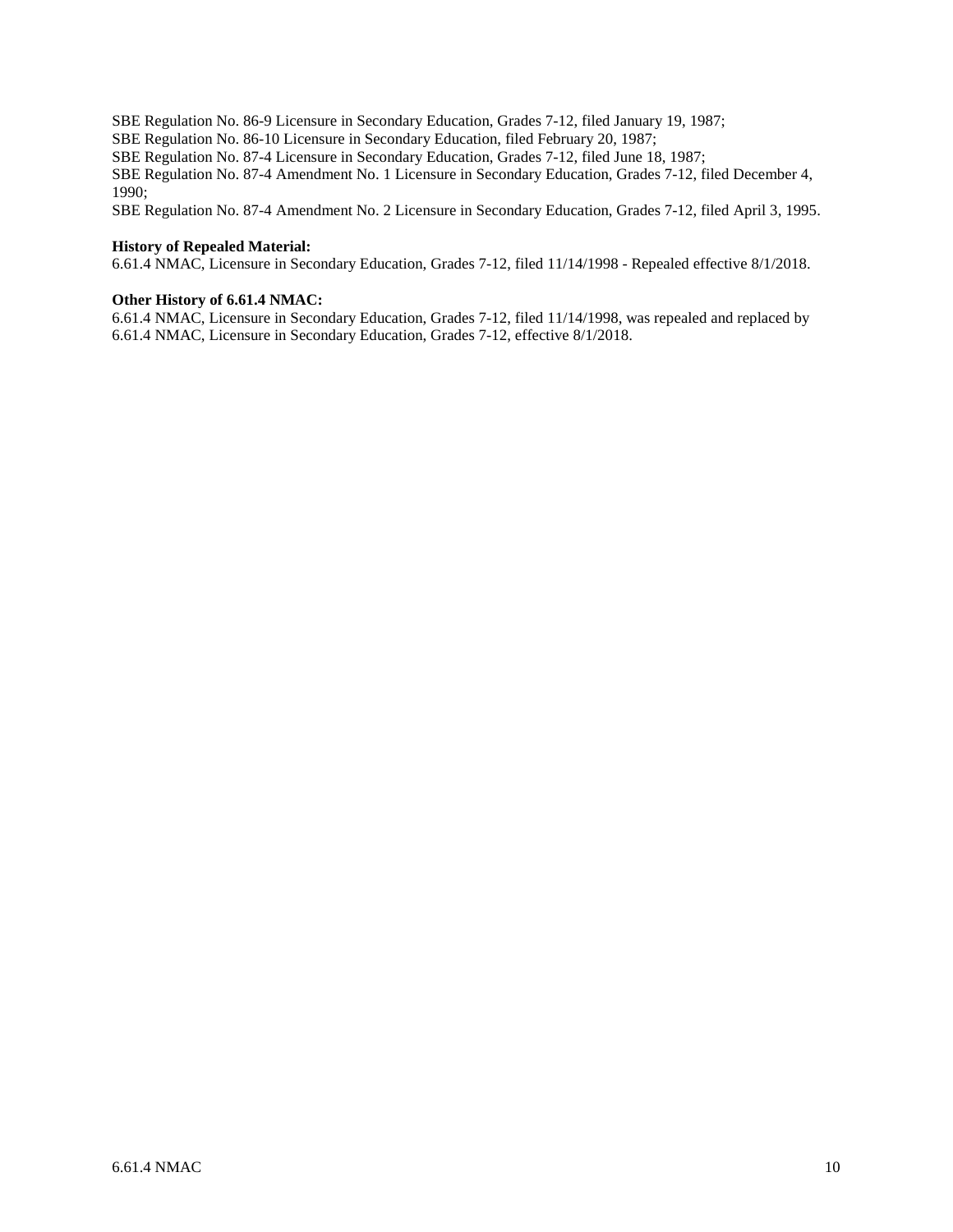SBE Regulation No. 86-9 Licensure in Secondary Education, Grades 7-12, filed January 19, 1987;
SBE Regulation No. 86-10 Licensure in Secondary Education, filed February 20, 1987;
SBE Regulation No. 87-4 Licensure in Secondary Education, Grades 7-12, filed June 18, 1987;
SBE Regulation No. 87-4 Amendment No. 1 Licensure in Secondary Education, Grades 7-12, filed December 4, 1990;
SBE Regulation No. 87-4 Amendment No. 2 Licensure in Secondary Education, Grades 7-12, filed April 3, 1995.

**History of Repealed Material:**
6.61.4 NMAC, Licensure in Secondary Education, Grades 7-12, filed 11/14/1998 - Repealed effective 8/1/2018.

**Other History of 6.61.4 NMAC:**
6.61.4 NMAC, Licensure in Secondary Education, Grades 7-12, filed 11/14/1998, was repealed and replaced by 6.61.4 NMAC, Licensure in Secondary Education, Grades 7-12, effective 8/1/2018.